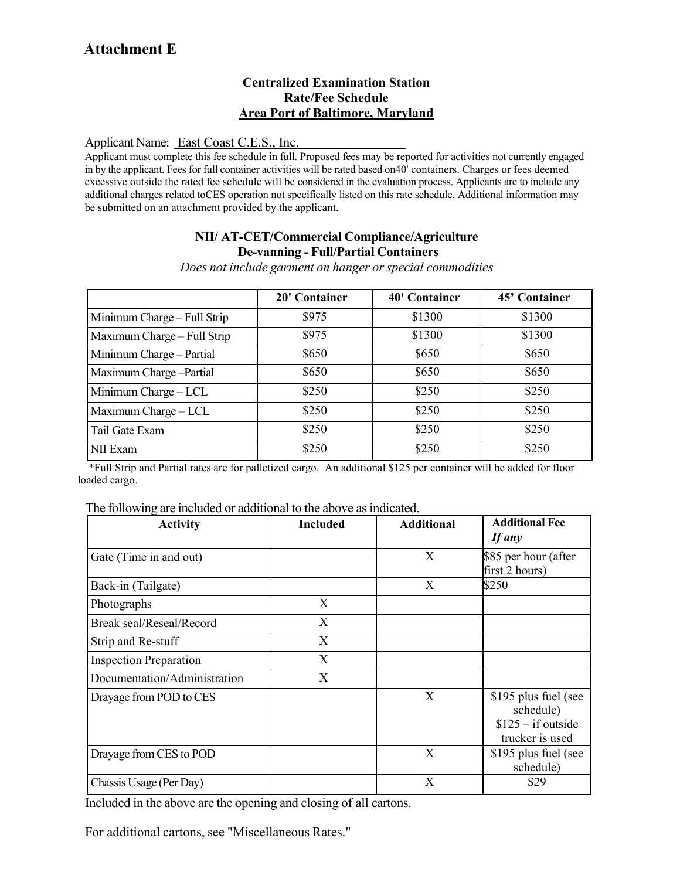# Attachment E

### Centralized Examination Station
### Rate/Fee Schedule
### Area Port of Baltimore, Maryland

Applicant Name: East Coast C.E.S., Inc.

Applicant must complete this fee schedule in full. Proposed fees may be reported for activities not currently engaged in by the applicant. Fees for full container activities will be rated based on40' containers. Charges or fees deemed excessive outside the rated fee schedule will be considered in the evaluation process. Applicants are to include any additional charges related toCES operation not specifically listed on this rate schedule. Additional information may be submitted on an attachment provided by the applicant.

### NII/ AT-CET/Commercial Compliance/Agriculture
### De-vanning - Full/Partial Containers

*Does not include garment on hanger or special commodities*

| | 20' Container | 40' Container | 45' Container |
|---|---|---|---|
| Minimum Charge – Full Strip | $975 | $1300 | $1300 |
| Maximum Charge – Full Strip | $975 | $1300 | $1300 |
| Minimum Charge – Partial | $650 | $650 | $650 |
| Maximum Charge –Partial | $650 | $650 | $650 |
| Minimum Charge – LCL | $250 | $250 | $250 |
| Maximum Charge – LCL | $250 | $250 | $250 |
| Tail Gate Exam | $250 | $250 | $250 |
| NII Exam | $250 | $250 | $250 |

*Full Strip and Partial rates are for palletized cargo. An additional $125 per container will be added for floor loaded cargo.

The following are included or additional to the above as indicated.

| Activity | Included | Additional | Additional Fee *If any* |
|---|---|---|---|
| Gate (Time in and out) | | X | $85 per hour (after first 2 hours) |
| Back-in (Tailgate) | | X | $250 |
| Photographs | X | | |
| Break seal/Reseal/Record | X | | |
| Strip and Re-stuff | X | | |
| Inspection Preparation | X | | |
| Documentation/Administration | X | | |
| Drayage from POD to CES | | X | $195 plus fuel (see schedule) $125 – if outside trucker is used |
| Drayage from CES to POD | | X | $195 plus fuel (see schedule) |
| Chassis Usage (Per Day) | | X | $29 |

Included in the above are the opening and closing of all cartons.

For additional cartons, see "Miscellaneous Rates."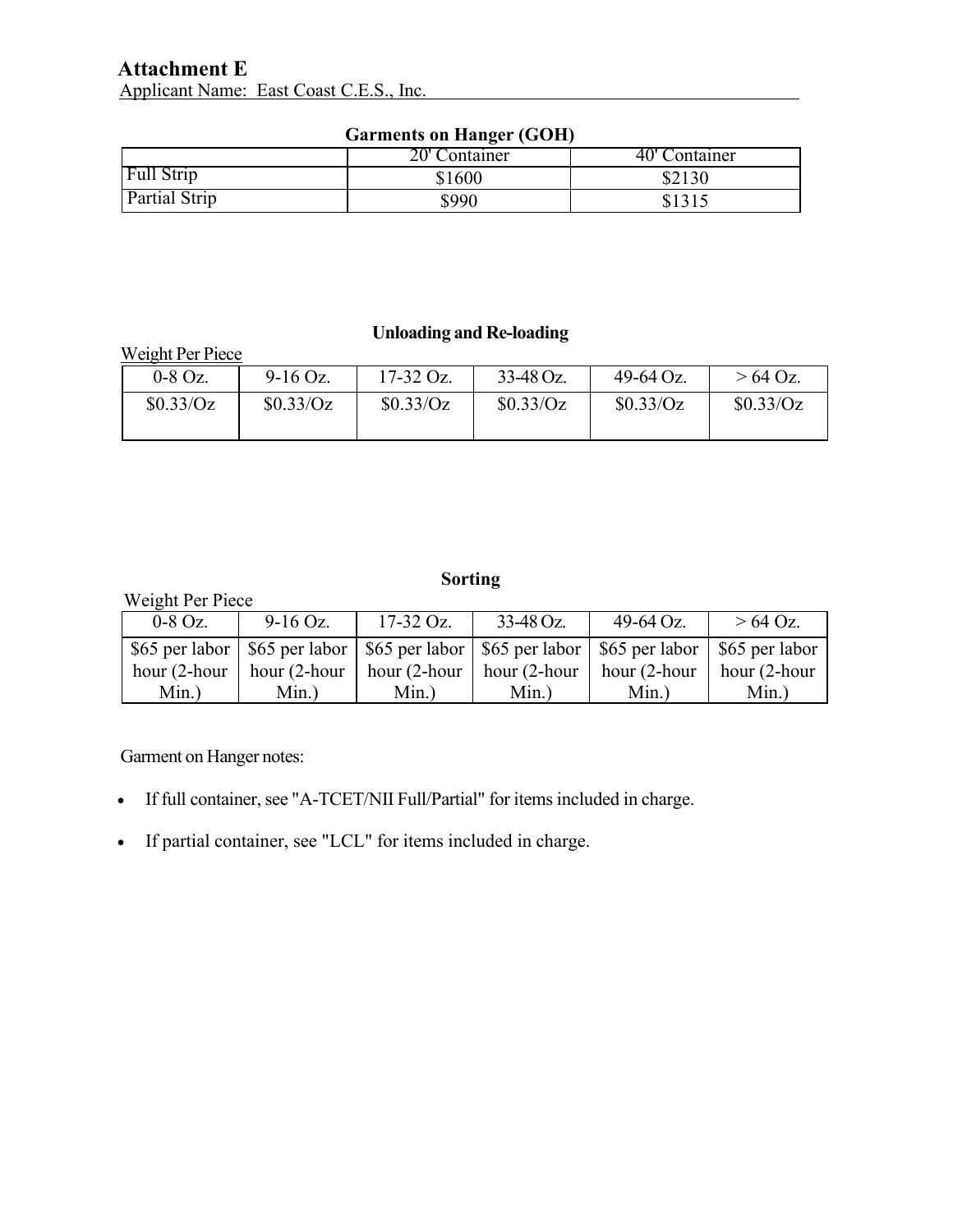# Attachment E

Applicant Name: East Coast C.E.S., Inc.

**Garments on Hanger (GOH)**

| | 20' Container | 40' Container |
|---|---|---|
| Full Strip | $1600 | $2130 |
| Partial Strip | $990 | $1315 |

**Unloading and Re-loading**

Weight Per Piece

| 0-8 Oz. | 9-16 Oz. | 17-32 Oz. | 33-48 Oz. | 49-64 Oz. | > 64 Oz. |
|---|---|---|---|---|---|
| $0.33/Oz | $0.33/Oz | $0.33/Oz | $0.33/Oz | $0.33/Oz | $0.33/Oz |

**Sorting**

Weight Per Piece

| 0-8 Oz. | 9-16 Oz. | 17-32 Oz. | 33-48 Oz. | 49-64 Oz. | > 64 Oz. |
|---|---|---|---|---|---|
| $65 per labor hour (2-hour Min.) | $65 per labor hour (2-hour Min.) | $65 per labor hour (2-hour Min.) | $65 per labor hour (2-hour Min.) | $65 per labor hour (2-hour Min.) | $65 per labor hour (2-hour Min.) |

Garment on Hanger notes:

- If full container, see "A-TCET/NII Full/Partial" for items included in charge.
- If partial container, see "LCL" for items included in charge.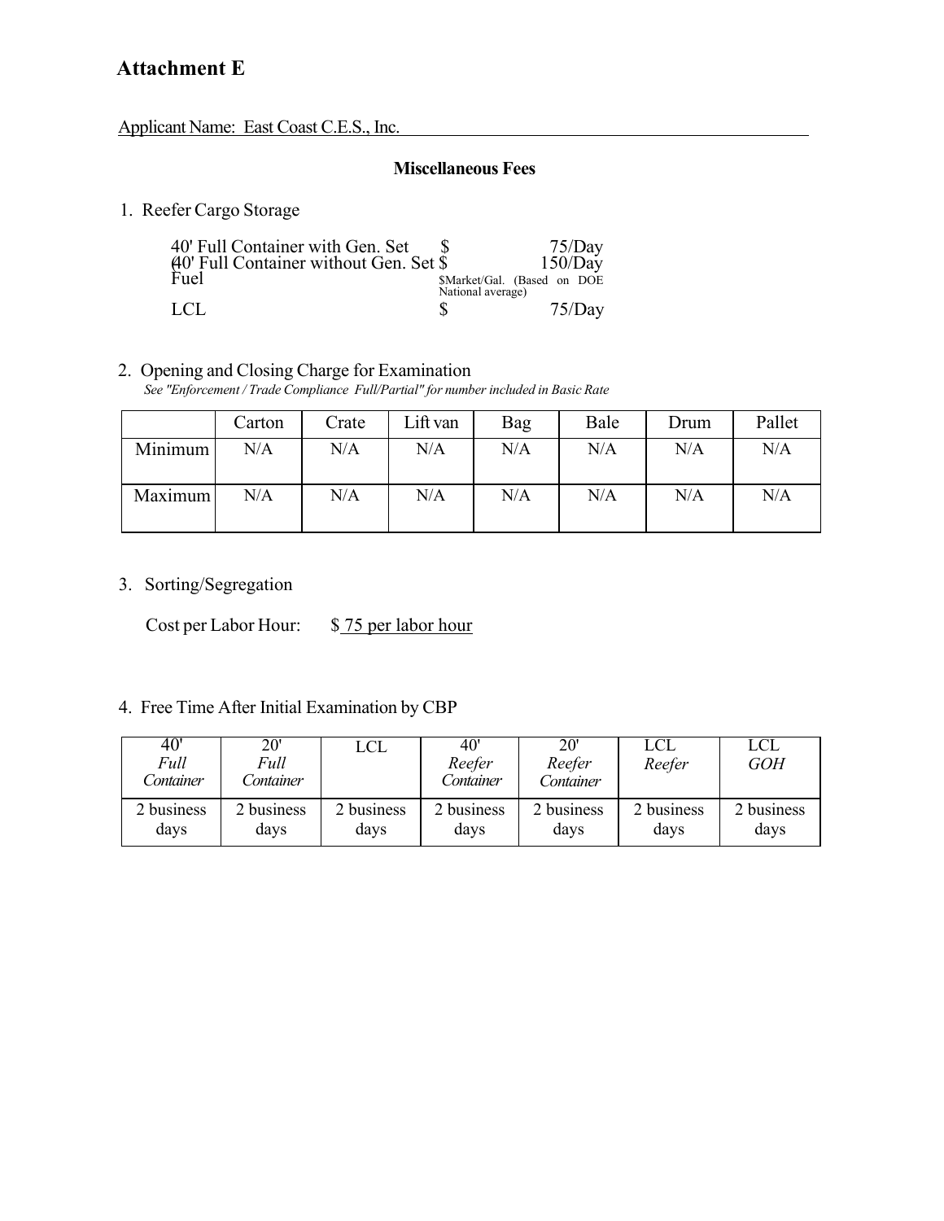# Attachment E

Applicant Name: East Coast C.E.S., Inc.

**Miscellaneous Fees**

1. Reefer Cargo Storage

| | | |
|---|---|---|
| 40' Full Container with Gen. Set | $ | 75/Day |
| (40' Full Container without Gen. Set | $ | 150/Day |
| Fuel | $Market/Gal. (Based on DOE National average) | |
| LCL | $ | 75/Day |

2. Opening and Closing Charge for Examination

*See "Enforcement / Trade Compliance Full/Partial" for number included in Basic Rate*

| | Carton | Crate | Lift van | Bag | Bale | Drum | Pallet |
|---|---|---|---|---|---|---|---|
| Minimum | N/A | N/A | N/A | N/A | N/A | N/A | N/A |
| Maximum | N/A | N/A | N/A | N/A | N/A | N/A | N/A |

3. Sorting/Segregation

Cost per Labor Hour: $ 75 per labor hour

4. Free Time After Initial Examination by CBP

| 40' *Full Container* | 20' *Full Container* | LCL | 40' *Reefer Container* | 20' *Reefer Container* | LCL *Reefer* | LCL *GOH* |
|---|---|---|---|---|---|---|
| 2 business days | 2 business days | 2 business days | 2 business days | 2 business days | 2 business days | 2 business days |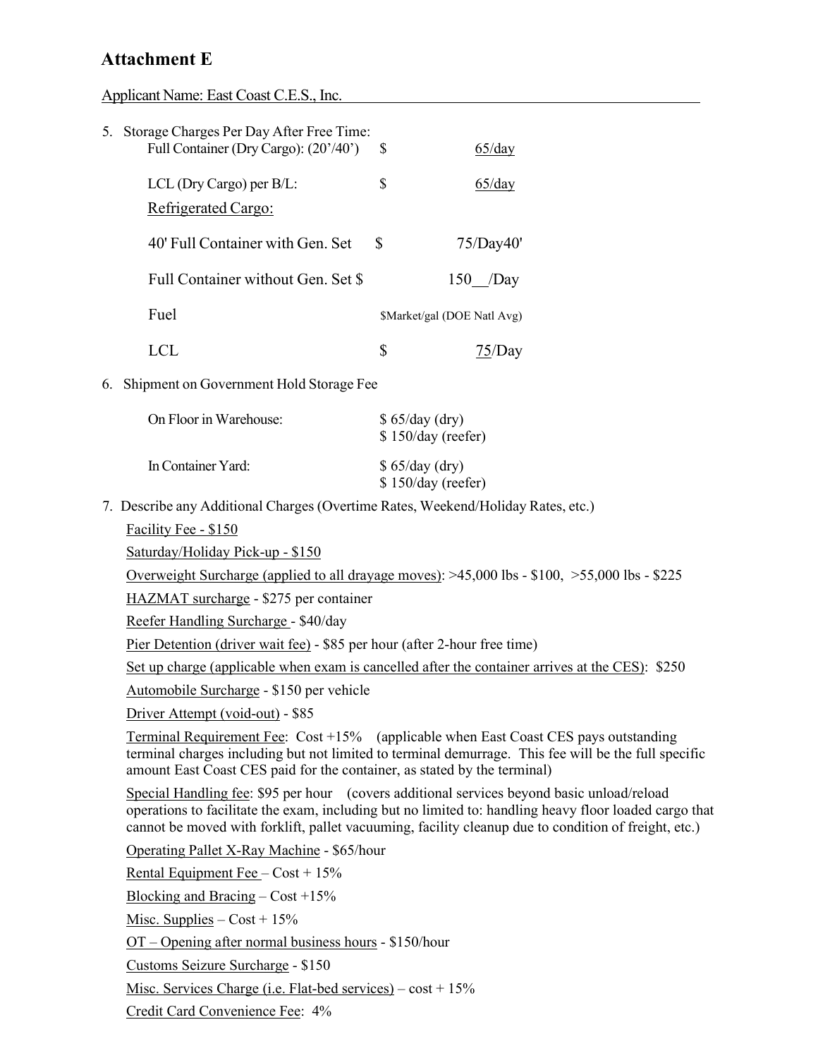## Attachment E

Applicant Name: East Coast C.E.S., Inc.

5. Storage Charges Per Day After Free Time:

   Full Container (Dry Cargo): (20'/40') $ 65/day

   LCL (Dry Cargo) per B/L: $ 65/day

   Refrigerated Cargo:

   40' Full Container with Gen. Set $ 75/Day40'

   Full Container without Gen. Set $ 150__/Day

   Fuel $Market/gal (DOE Natl Avg)

   LCL $ 75/Day

6. Shipment on Government Hold Storage Fee

   On Floor in Warehouse: $ 65/day (dry)
   $ 150/day (reefer)

   In Container Yard: $ 65/day (dry)
   $ 150/day (reefer)

7. Describe any Additional Charges (Overtime Rates, Weekend/Holiday Rates, etc.)

   Facility Fee - $150

   Saturday/Holiday Pick-up - $150

   Overweight Surcharge (applied to all drayage moves): >45,000 lbs - $100, >55,000 lbs - $225

   HAZMAT surcharge - $275 per container

   Reefer Handling Surcharge - $40/day

   Pier Detention (driver wait fee) - $85 per hour (after 2-hour free time)

   Set up charge (applicable when exam is cancelled after the container arrives at the CES): $250

   Automobile Surcharge - $150 per vehicle

   Driver Attempt (void-out) - $85

   Terminal Requirement Fee: Cost +15% (applicable when East Coast CES pays outstanding terminal charges including but not limited to terminal demurrage. This fee will be the full specific amount East Coast CES paid for the container, as stated by the terminal)

   Special Handling fee: $95 per hour (covers additional services beyond basic unload/reload operations to facilitate the exam, including but no limited to: handling heavy floor loaded cargo that cannot be moved with forklift, pallet vacuuming, facility cleanup due to condition of freight, etc.)

   Operating Pallet X-Ray Machine - $65/hour

   Rental Equipment Fee – Cost + 15%

   Blocking and Bracing – Cost +15%

   Misc. Supplies – Cost + 15%

   OT – Opening after normal business hours - $150/hour

   Customs Seizure Surcharge - $150

   Misc. Services Charge (i.e. Flat-bed services) – cost + 15%

   Credit Card Convenience Fee: 4%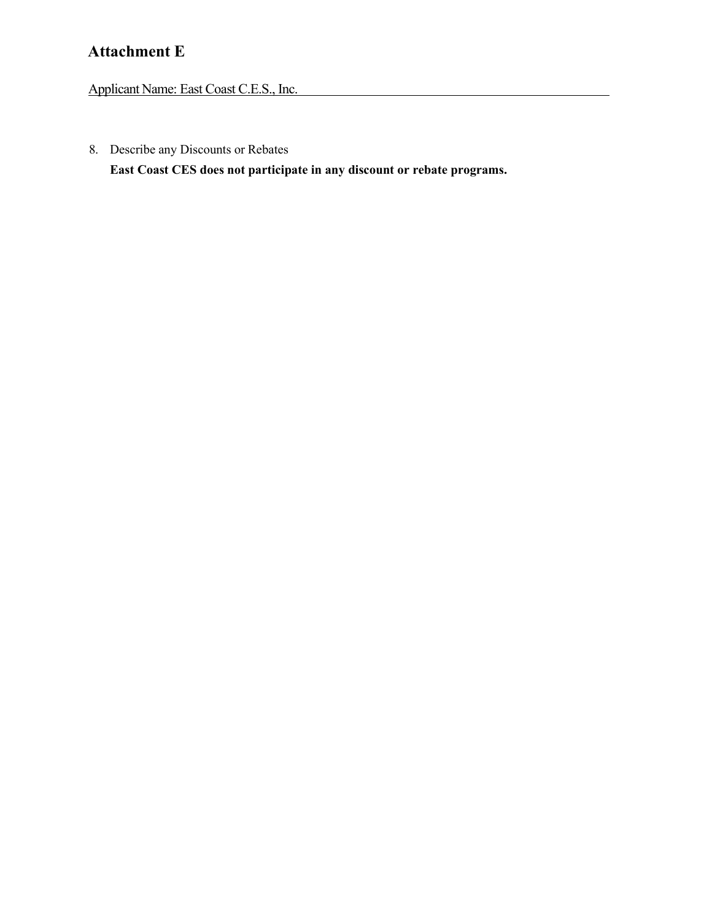## Attachment E

Applicant Name: East Coast C.E.S., Inc.

8. Describe any Discounts or Rebates

   **East Coast CES does not participate in any discount or rebate programs.**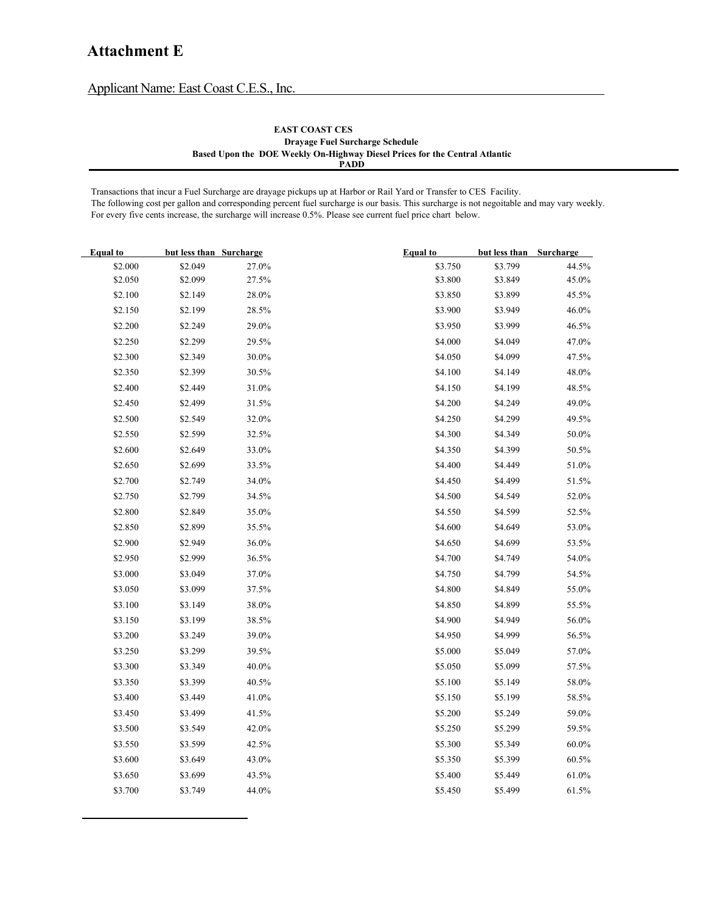# Attachment E

Applicant Name: East Coast C.E.S., Inc.

**EAST COAST CES**
**Drayage Fuel Surcharge Schedule**
**Based Upon the DOE Weekly On-Highway Diesel Prices for the Central Atlantic PADD**

Transactions that incur a Fuel Surcharge are drayage pickups up at Harbor or Rail Yard or Transfer to CES Facility.
The following cost per gallon and corresponding percent fuel surcharge is our basis. This surcharge is not negoitable and may vary weekly.
For every five cents increase, the surcharge will increase 0.5%. Please see current fuel price chart below.

| Equal to | but less than | Surcharge |
|---|---|---|
| $2.000 | $2.049 | 27.0% |
| $2.050 | $2.099 | 27.5% |
| $2.100 | $2.149 | 28.0% |
| $2.150 | $2.199 | 28.5% |
| $2.200 | $2.249 | 29.0% |
| $2.250 | $2.299 | 29.5% |
| $2.300 | $2.349 | 30.0% |
| $2.350 | $2.399 | 30.5% |
| $2.400 | $2.449 | 31.0% |
| $2.450 | $2.499 | 31.5% |
| $2.500 | $2.549 | 32.0% |
| $2.550 | $2.599 | 32.5% |
| $2.600 | $2.649 | 33.0% |
| $2.650 | $2.699 | 33.5% |
| $2.700 | $2.749 | 34.0% |
| $2.750 | $2.799 | 34.5% |
| $2.800 | $2.849 | 35.0% |
| $2.850 | $2.899 | 35.5% |
| $2.900 | $2.949 | 36.0% |
| $2.950 | $2.999 | 36.5% |
| $3.000 | $3.049 | 37.0% |
| $3.050 | $3.099 | 37.5% |
| $3.100 | $3.149 | 38.0% |
| $3.150 | $3.199 | 38.5% |
| $3.200 | $3.249 | 39.0% |
| $3.250 | $3.299 | 39.5% |
| $3.300 | $3.349 | 40.0% |
| $3.350 | $3.399 | 40.5% |
| $3.400 | $3.449 | 41.0% |
| $3.450 | $3.499 | 41.5% |
| $3.500 | $3.549 | 42.0% |
| $3.550 | $3.599 | 42.5% |
| $3.600 | $3.649 | 43.0% |
| $3.650 | $3.699 | 43.5% |
| $3.700 | $3.749 | 44.0% |

| Equal to | but less than | Surcharge |
|---|---|---|
| $3.750 | $3.799 | 44.5% |
| $3.800 | $3.849 | 45.0% |
| $3.850 | $3.899 | 45.5% |
| $3.900 | $3.949 | 46.0% |
| $3.950 | $3.999 | 46.5% |
| $4.000 | $4.049 | 47.0% |
| $4.050 | $4.099 | 47.5% |
| $4.100 | $4.149 | 48.0% |
| $4.150 | $4.199 | 48.5% |
| $4.200 | $4.249 | 49.0% |
| $4.250 | $4.299 | 49.5% |
| $4.300 | $4.349 | 50.0% |
| $4.350 | $4.399 | 50.5% |
| $4.400 | $4.449 | 51.0% |
| $4.450 | $4.499 | 51.5% |
| $4.500 | $4.549 | 52.0% |
| $4.550 | $4.599 | 52.5% |
| $4.600 | $4.649 | 53.0% |
| $4.650 | $4.699 | 53.5% |
| $4.700 | $4.749 | 54.0% |
| $4.750 | $4.799 | 54.5% |
| $4.800 | $4.849 | 55.0% |
| $4.850 | $4.899 | 55.5% |
| $4.900 | $4.949 | 56.0% |
| $4.950 | $4.999 | 56.5% |
| $5.000 | $5.049 | 57.0% |
| $5.050 | $5.099 | 57.5% |
| $5.100 | $5.149 | 58.0% |
| $5.150 | $5.199 | 58.5% |
| $5.200 | $5.249 | 59.0% |
| $5.250 | $5.299 | 59.5% |
| $5.300 | $5.349 | 60.0% |
| $5.350 | $5.399 | 60.5% |
| $5.400 | $5.449 | 61.0% |
| $5.450 | $5.499 | 61.5% |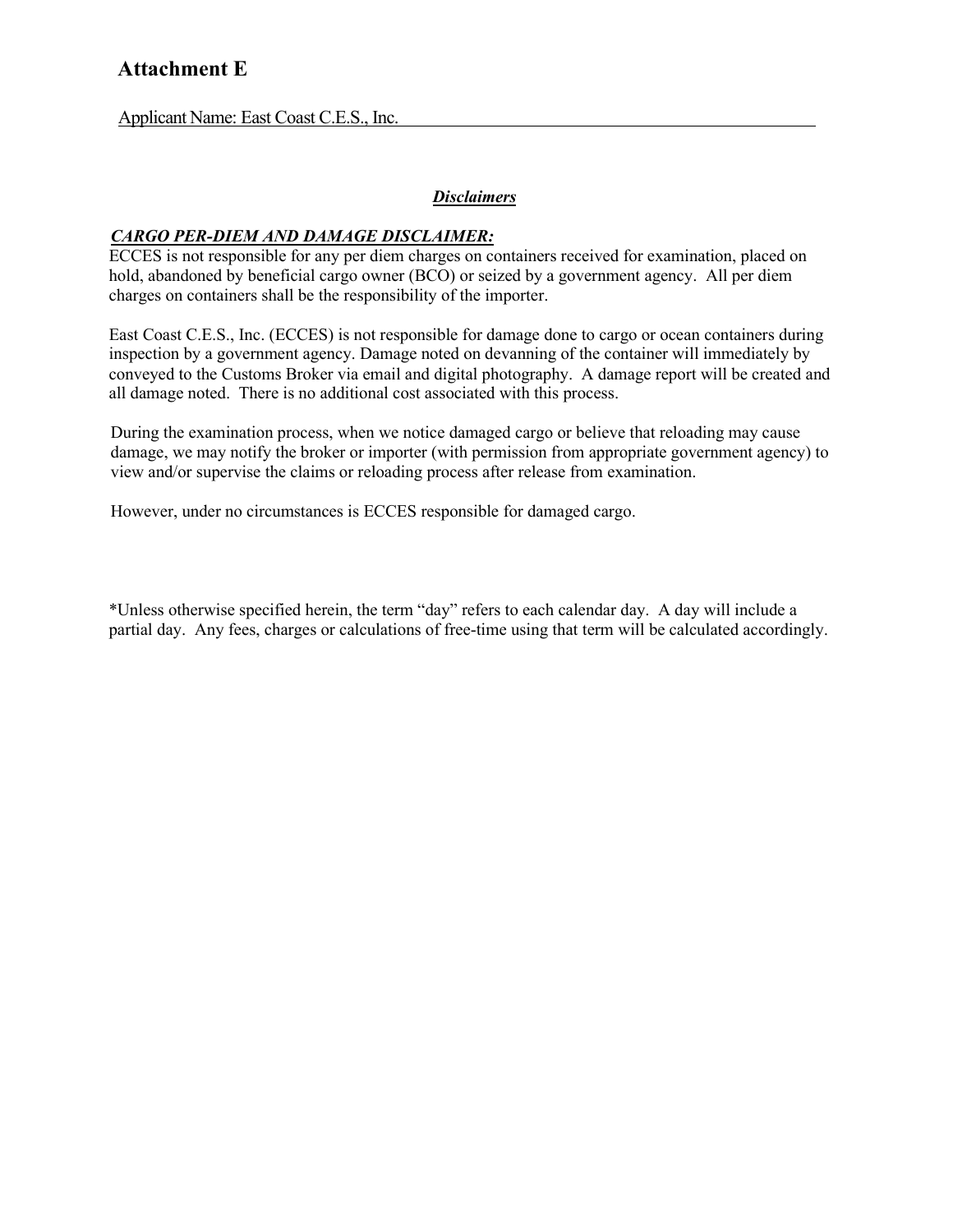# Attachment E

Applicant Name: East Coast C.E.S., Inc.

***Disclaimers***

***CARGO PER-DIEM AND DAMAGE DISCLAIMER:***

ECCES is not responsible for any per diem charges on containers received for examination, placed on hold, abandoned by beneficial cargo owner (BCO) or seized by a government agency. All per diem charges on containers shall be the responsibility of the importer.

East Coast C.E.S., Inc. (ECCES) is not responsible for damage done to cargo or ocean containers during inspection by a government agency. Damage noted on devanning of the container will immediately by conveyed to the Customs Broker via email and digital photography. A damage report will be created and all damage noted. There is no additional cost associated with this process.

During the examination process, when we notice damaged cargo or believe that reloading may cause damage, we may notify the broker or importer (with permission from appropriate government agency) to view and/or supervise the claims or reloading process after release from examination.

However, under no circumstances is ECCES responsible for damaged cargo.

*Unless otherwise specified herein, the term "day" refers to each calendar day. A day will include a partial day. Any fees, charges or calculations of free-time using that term will be calculated accordingly.